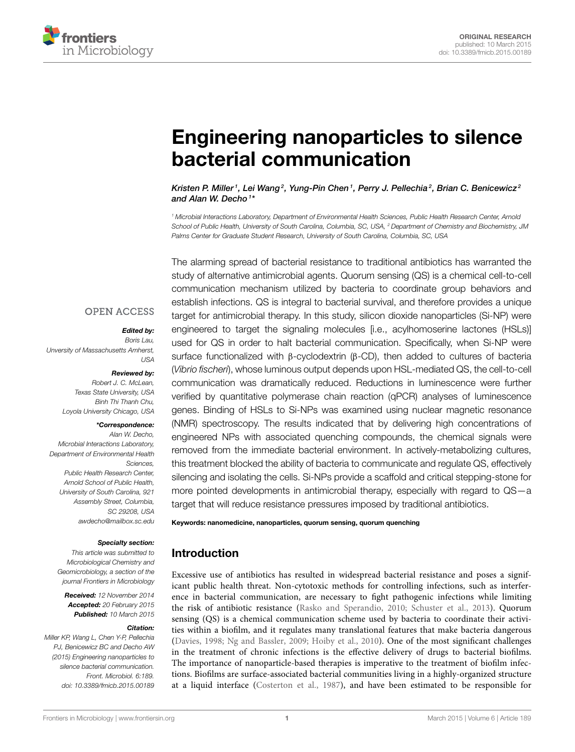ORIGINAL RESEARCH
published: 10 March 2015
doi: 10.3389/fmicb.2015.00189

# Engineering nanoparticles to silence bacterial communication

*Kristen P. Miller*[1], *Lei Wang*[2], *Yung-Pin Chen*[1], *Perry J. Pellechia*[2], *Brian C. Benicewicz*[2] *and Alan W. Decho*[1]*

[1] Microbial Interactions Laboratory, Department of Environmental Health Sciences, Public Health Research Center, Arnold School of Public Health, University of South Carolina, Columbia, SC, USA, [2] Department of Chemistry and Biochemistry, JM Palms Center for Graduate Student Research, University of South Carolina, Columbia, SC, USA

OPEN ACCESS

**Edited by:**
Boris Lau,
Unversity of Massachusetts Amherst, USA

**Reviewed by:**
Robert J. C. McLean,
Texas State University, USA
Binh Thi Thanh Chu,
Loyola University Chicago, USA

***Correspondence:**
Alan W. Decho,
Microbial Interactions Laboratory, Department of Environmental Health Sciences,
Public Health Research Center,
Arnold School of Public Health,
University of South Carolina, 921 Assembly Street, Columbia, SC 29208, USA
awdecho@mailbox.sc.edu

**Specialty section:**
This article was submitted to Microbiological Chemistry and Geomicrobiology, a section of the journal Frontiers in Microbiology

**Received:** 12 November 2014
**Accepted:** 20 February 2015
**Published:** 10 March 2015

**Citation:**
Miller KP, Wang L, Chen Y-P, Pellechia PJ, Benicewicz BC and Decho AW (2015) Engineering nanoparticles to silence bacterial communication. Front. Microbiol. 6:189. doi: 10.3389/fmicb.2015.00189

The alarming spread of bacterial resistance to traditional antibiotics has warranted the study of alternative antimicrobial agents. Quorum sensing (QS) is a chemical cell-to-cell communication mechanism utilized by bacteria to coordinate group behaviors and establish infections. QS is integral to bacterial survival, and therefore provides a unique target for antimicrobial therapy. In this study, silicon dioxide nanoparticles (Si-NP) were engineered to target the signaling molecules [i.e., acylhomoserine lactones (HSLs)] used for QS in order to halt bacterial communication. Specifically, when Si-NP were surface functionalized with β-cyclodextrin (β-CD), then added to cultures of bacteria (*Vibrio fischeri*), whose luminous output depends upon HSL-mediated QS, the cell-to-cell communication was dramatically reduced. Reductions in luminescence were further verified by quantitative polymerase chain reaction (qPCR) analyses of luminescence genes. Binding of HSLs to Si-NPs was examined using nuclear magnetic resonance (NMR) spectroscopy. The results indicated that by delivering high concentrations of engineered NPs with associated quenching compounds, the chemical signals were removed from the immediate bacterial environment. In actively-metabolizing cultures, this treatment blocked the ability of bacteria to communicate and regulate QS, effectively silencing and isolating the cells. Si-NPs provide a scaffold and critical stepping-stone for more pointed developments in antimicrobial therapy, especially with regard to QS—a target that will reduce resistance pressures imposed by traditional antibiotics.

**Keywords: nanomedicine, nanoparticles, quorum sensing, quorum quenching**

## Introduction

Excessive use of antibiotics has resulted in widespread bacterial resistance and poses a significant public health threat. Non-cytotoxic methods for controlling infections, such as interference in bacterial communication, are necessary to fight pathogenic infections while limiting the risk of antibiotic resistance (Rasko and Sperandio, 2010; Schuster et al., 2013). Quorum sensing (QS) is a chemical communication scheme used by bacteria to coordinate their activities within a biofilm, and it regulates many translational features that make bacteria dangerous (Davies, 1998; Ng and Bassler, 2009; Hoiby et al., 2010). One of the most significant challenges in the treatment of chronic infections is the effective delivery of drugs to bacterial biofilms. The importance of nanoparticle-based therapies is imperative to the treatment of biofilm infections. Biofilms are surface-associated bacterial communities living in a highly-organized structure at a liquid interface (Costerton et al., 1987), and have been estimated to be responsible for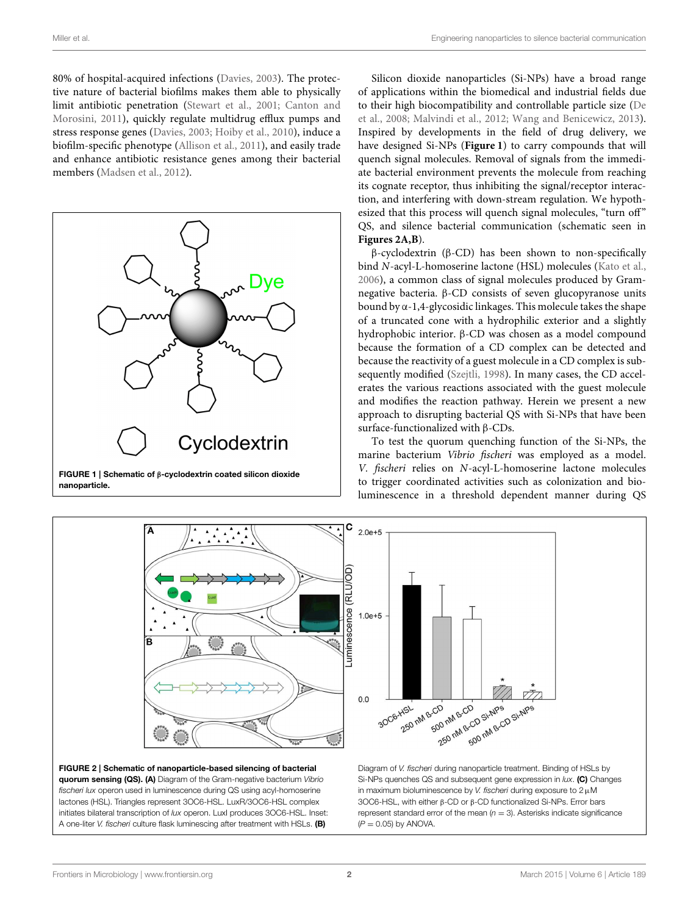80% of hospital-acquired infections (Davies, 2003). The protective nature of bacterial biofilms makes them able to physically limit antibiotic penetration (Stewart et al., 2001; Canton and Morosini, 2011), quickly regulate multidrug efflux pumps and stress response genes (Davies, 2003; Hoiby et al., 2010), induce a biofilm-specific phenotype (Allison et al., 2011), and easily trade and enhance antibiotic resistance genes among their bacterial members (Madsen et al., 2012).

**FIGURE 1 | Schematic of β-cyclodextrin coated silicon dioxide nanoparticle.**

Silicon dioxide nanoparticles (Si-NPs) have a broad range of applications within the biomedical and industrial fields due to their high biocompatibility and controllable particle size (De et al., 2008; Malvindi et al., 2012; Wang and Benicewicz, 2013). Inspired by developments in the field of drug delivery, we have designed Si-NPs (**Figure 1**) to carry compounds that will quench signal molecules. Removal of signals from the immediate bacterial environment prevents the molecule from reaching its cognate receptor, thus inhibiting the signal/receptor interaction, and interfering with down-stream regulation. We hypothesized that this process will quench signal molecules, "turn off" QS, and silence bacterial communication (schematic seen in **Figures 2A,B**).

β-cyclodextrin (β-CD) has been shown to non-specifically bind *N*-acyl-L-homoserine lactone (HSL) molecules (Kato et al., 2006), a common class of signal molecules produced by Gram-negative bacteria. β-CD consists of seven glucopyranose units bound by α-1,4-glycosidic linkages. This molecule takes the shape of a truncated cone with a hydrophilic exterior and a slightly hydrophobic interior. β-CD was chosen as a model compound because the formation of a CD complex can be detected and because the reactivity of a guest molecule in a CD complex is subsequently modified (Szejtli, 1998). In many cases, the CD accelerates the various reactions associated with the guest molecule and modifies the reaction pathway. Herein we present a new approach to disrupting bacterial QS with Si-NPs that have been surface-functionalized with β-CDs.

To test the quorum quenching function of the Si-NPs, the marine bacterium *Vibrio fischeri* was employed as a model. *V. fischeri* relies on *N*-acyl-L-homoserine lactone molecules to trigger coordinated activities such as colonization and bioluminescence in a threshold dependent manner during QS

**FIGURE 2 | Schematic of nanoparticle-based silencing of bacterial quorum sensing (QS). (A)** Diagram of the Gram-negative bacterium *Vibrio fischeri lux* operon used in luminescence during QS using acyl-homoserine lactones (HSL). Triangles represent 3OC6-HSL. LuxR/3OC6-HSL complex initiates bilateral transcription of *lux* operon. LuxI produces 3OC6-HSL. Inset: A one-liter *V. fischeri* culture flask luminescing after treatment with HSLs. **(B)** Diagram of *V. fischeri* during nanoparticle treatment. Binding of HSLs by Si-NPs quenches QS and subsequent gene expression in *lux*. **(C)** Changes in maximum bioluminescence by *V. fischeri* during exposure to 2 μM 3OC6-HSL, with either β-CD or β-CD functionalized Si-NPs. Error bars represent standard error of the mean ($n = 3$). Asterisks indicate significance ($P = 0.05$) by ANOVA.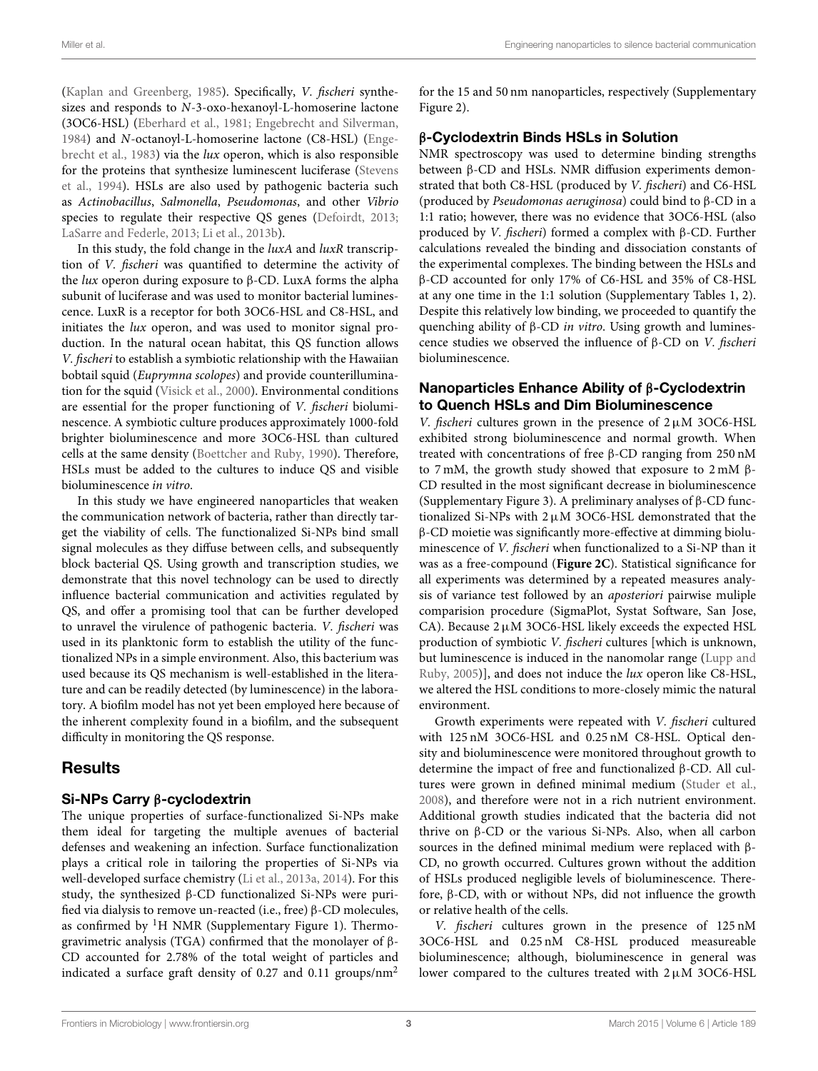(Kaplan and Greenberg, 1985). Specifically, *V. fischeri* synthesizes and responds to *N*-3-oxo-hexanoyl-L-homoserine lactone (3OC6-HSL) (Eberhard et al., 1981; Engebrecht and Silverman, 1984) and *N*-octanoyl-L-homoserine lactone (C8-HSL) (Engebrecht et al., 1983) via the *lux* operon, which is also responsible for the proteins that synthesize luminescent luciferase (Stevens et al., 1994). HSLs are also used by pathogenic bacteria such as *Actinobacillus*, *Salmonella*, *Pseudomonas*, and other *Vibrio* species to regulate their respective QS genes (Defoirdt, 2013; LaSarre and Federle, 2013; Li et al., 2013b).

In this study, the fold change in the *luxA* and *luxR* transcription of *V. fischeri* was quantified to determine the activity of the *lux* operon during exposure to β-CD. LuxA forms the alpha subunit of luciferase and was used to monitor bacterial luminescence. LuxR is a receptor for both 3OC6-HSL and C8-HSL, and initiates the *lux* operon, and was used to monitor signal production. In the natural ocean habitat, this QS function allows *V. fischeri* to establish a symbiotic relationship with the Hawaiian bobtail squid (*Euprymna scolopes*) and provide counterillumination for the squid (Visick et al., 2000). Environmental conditions are essential for the proper functioning of *V. fischeri* bioluminescence. A symbiotic culture produces approximately 1000-fold brighter bioluminescence and more 3OC6-HSL than cultured cells at the same density (Boettcher and Ruby, 1990). Therefore, HSLs must be added to the cultures to induce QS and visible bioluminescence *in vitro*.

In this study we have engineered nanoparticles that weaken the communication network of bacteria, rather than directly target the viability of cells. The functionalized Si-NPs bind small signal molecules as they diffuse between cells, and subsequently block bacterial QS. Using growth and transcription studies, we demonstrate that this novel technology can be used to directly influence bacterial communication and activities regulated by QS, and offer a promising tool that can be further developed to unravel the virulence of pathogenic bacteria. *V. fischeri* was used in its planktonic form to establish the utility of the functionalized NPs in a simple environment. Also, this bacterium was used because its QS mechanism is well-established in the literature and can be readily detected (by luminescence) in the laboratory. A biofilm model has not yet been employed here because of the inherent complexity found in a biofilm, and the subsequent difficulty in monitoring the QS response.

## Results

### Si-NPs Carry β-cyclodextrin

The unique properties of surface-functionalized Si-NPs make them ideal for targeting the multiple avenues of bacterial defenses and weakening an infection. Surface functionalization plays a critical role in tailoring the properties of Si-NPs via well-developed surface chemistry (Li et al., 2013a, 2014). For this study, the synthesized β-CD functionalized Si-NPs were purified via dialysis to remove un-reacted (i.e., free) β-CD molecules, as confirmed by $^{1}$H NMR (Supplementary Figure 1). Thermogravimetric analysis (TGA) confirmed that the monolayer of β-CD accounted for 2.78% of the total weight of particles and indicated a surface graft density of 0.27 and 0.11 groups/nm$^2$ for the 15 and 50 nm nanoparticles, respectively (Supplementary Figure 2).

### β-Cyclodextrin Binds HSLs in Solution

NMR spectroscopy was used to determine binding strengths between β-CD and HSLs. NMR diffusion experiments demonstrated that both C8-HSL (produced by *V. fischeri*) and C6-HSL (produced by *Pseudomonas aeruginosa*) could bind to β-CD in a 1:1 ratio; however, there was no evidence that 3OC6-HSL (also produced by *V. fischeri*) formed a complex with β-CD. Further calculations revealed the binding and dissociation constants of the experimental complexes. The binding between the HSLs and β-CD accounted for only 17% of C6-HSL and 35% of C8-HSL at any one time in the 1:1 solution (Supplementary Tables 1, 2). Despite this relatively low binding, we proceeded to quantify the quenching ability of β-CD *in vitro*. Using growth and luminescence studies we observed the influence of β-CD on *V. fischeri* bioluminescence.

### Nanoparticles Enhance Ability of β-Cyclodextrin to Quench HSLs and Dim Bioluminescence

*V. fischeri* cultures grown in the presence of 2 μM 3OC6-HSL exhibited strong bioluminescence and normal growth. When treated with concentrations of free β-CD ranging from 250 nM to 7 mM, the growth study showed that exposure to 2 mM β-CD resulted in the most significant decrease in bioluminescence (Supplementary Figure 3). A preliminary analyses of β-CD functionalized Si-NPs with 2 μM 3OC6-HSL demonstrated that the β-CD moietie was significantly more-effective at dimming bioluminescence of *V. fischeri* when functionalized to a Si-NP than it was as a free-compound (**Figure 2C**). Statistical significance for all experiments was determined by a repeated measures analysis of variance test followed by an *aposteriori* pairwise muliple comparision procedure (SigmaPlot, Systat Software, San Jose, CA). Because 2 μM 3OC6-HSL likely exceeds the expected HSL production of symbiotic *V. fischeri* cultures [which is unknown, but luminescence is induced in the nanomolar range (Lupp and Ruby, 2005)], and does not induce the *lux* operon like C8-HSL, we altered the HSL conditions to more-closely mimic the natural environment.

Growth experiments were repeated with *V. fischeri* cultured with 125 nM 3OC6-HSL and 0.25 nM C8-HSL. Optical density and bioluminescence were monitored throughout growth to determine the impact of free and functionalized β-CD. All cultures were grown in defined minimal medium (Studer et al., 2008), and therefore were not in a rich nutrient environment. Additional growth studies indicated that the bacteria did not thrive on β-CD or the various Si-NPs. Also, when all carbon sources in the defined minimal medium were replaced with β-CD, no growth occurred. Cultures grown without the addition of HSLs produced negligible levels of bioluminescence. Therefore, β-CD, with or without NPs, did not influence the growth or relative health of the cells.

*V. fischeri* cultures grown in the presence of 125 nM 3OC6-HSL and 0.25 nM C8-HSL produced measureable bioluminescence; although, bioluminescence in general was lower compared to the cultures treated with 2 μM 3OC6-HSL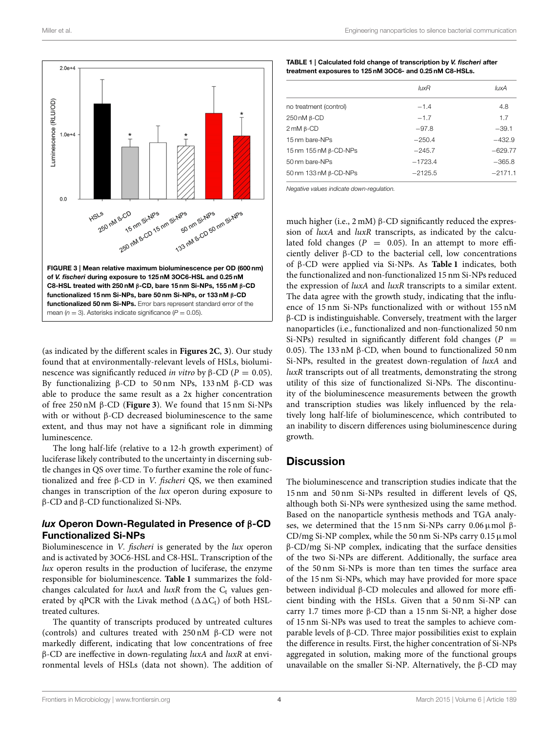FIGURE 3 | Mean relative maximum bioluminescence per OD (600 nm) of *V. fischeri* during exposure to 125 nM 3OC6-HSL and 0.25 nM C8-HSL treated with 250 nM β-CD, bare 15 nm Si-NPs, 155 nM β-CD functionalized 15 nm Si-NPs, bare 50 nm Si-NPs, or 133 nM β-CD functionalized 50 nm Si-NPs. Error bars represent standard error of the mean ($n = 3$). Asterisks indicate significance ($P = 0.05$).

(as indicated by the different scales in **Figures 2C**, **3**). Our study found that at environmentally-relevant levels of HSLs, bioluminescence was significantly reduced *in vitro* by β-CD ($P = 0.05$). By functionalizing β-CD to 50 nm NPs, 133 nM β-CD was able to produce the same result as a 2x higher concentration of free 250 nM β-CD (**Figure 3**). We found that 15 nm Si-NPs with or without β-CD decreased bioluminescence to the same extent, and thus may not have a significant role in dimming luminescence.

The long half-life (relative to a 12-h growth experiment) of luciferase likely contributed to the uncertainty in discerning subtle changes in QS over time. To further examine the role of functionalized and free β-CD in *V. fischeri* QS, we then examined changes in transcription of the *lux* operon during exposure to β-CD and β-CD functionalized Si-NPs.

### *lux* Operon Down-Regulated in Presence of β-CD Functionalized Si-NPs

Bioluminescence in *V. fischeri* is generated by the *lux* operon and is activated by 3OC6-HSL and C8-HSL. Transcription of the *lux* operon results in the production of luciferase, the enzyme responsible for bioluminescence. **Table 1** summarizes the fold-changes calculated for *luxA* and *luxR* from the $C_t$ values generated by qPCR with the Livak method ($\Delta\Delta C_t$) of both HSL-treated cultures.

The quantity of transcripts produced by untreated cultures (controls) and cultures treated with 250 nM β-CD were not markedly different, indicating that low concentrations of free β-CD are ineffective in down-regulating *luxA* and *luxR* at environmental levels of HSLs (data not shown). The addition of much higher (i.e., 2 mM) β-CD significantly reduced the expression of *luxA* and *luxR* transcripts, as indicated by the calculated fold changes ($P = 0.05$). In an attempt to more efficiently deliver β-CD to the bacterial cell, low concentrations of β-CD were applied via Si-NPs. As **Table 1** indicates, both the functionalized and non-functionalized 15 nm Si-NPs reduced the expression of *luxA* and *luxR* transcripts to a similar extent. The data agree with the growth study, indicating that the influence of 15 nm Si-NPs functionalized with or without 155 nM β-CD is indistinguishable. Conversely, treatment with the larger nanoparticles (i.e., functionalized and non-functionalized 50 nm Si-NPs) resulted in significantly different fold changes ($P = 0.05$). The 133 nM β-CD, when bound to functionalized 50 nm Si-NPs, resulted in the greatest down-regulation of *luxA* and *luxR* transcripts out of all treatments, demonstrating the strong utility of this size of functionalized Si-NPs. The discontinuity of the bioluminescence measurements between the growth and transcription studies was likely influenced by the relatively long half-life of bioluminescence, which contributed to an inability to discern differences using bioluminescence during growth.

**TABLE 1 | Calculated fold change of transcription by *V. fischeri* after treatment exposures to 125 nM 3OC6- and 0.25 nM C8-HSLs.**

| | *luxR* | *luxA* |
|---|---|---|
| no treatment (control) | −1.4 | 4.8 |
| 250 nM β-CD | −1.7 | 1.7 |
| 2 mM β-CD | −97.8 | −39.1 |
| 15 nm bare-NPs | −250.4 | −432.9 |
| 15 nm 155 nM β-CD-NPs | −245.7 | −629.77 |
| 50 nm bare-NPs | −1723.4 | −365.8 |
| 50 nm 133 nM β-CD-NPs | −2125.5 | −2171.1 |

*Negative values indicate down-regulation.*

## Discussion

The bioluminescence and transcription studies indicate that the 15 nm and 50 nm Si-NPs resulted in different levels of QS, although both Si-NPs were synthesized using the same method. Based on the nanoparticle synthesis methods and TGA analyses, we determined that the 15 nm Si-NPs carry 0.06 μmol β-CD/mg Si-NP complex, while the 50 nm Si-NPs carry 0.15 μmol β-CD/mg Si-NP complex, indicating that the surface densities of the two Si-NPs are different. Additionally, the surface area of the 50 nm Si-NPs is more than ten times the surface area of the 15 nm Si-NPs, which may have provided for more space between individual β-CD molecules and allowed for more efficient binding with the HSLs. Given that a 50 nm Si-NP can carry 1.7 times more β-CD than a 15 nm Si-NP, a higher dose of 15 nm Si-NPs was used to treat the samples to achieve comparable levels of β-CD. Three major possibilities exist to explain the difference in results. First, the higher concentration of Si-NPs aggregated in solution, making more of the functional groups unavailable on the smaller Si-NP. Alternatively, the β-CD may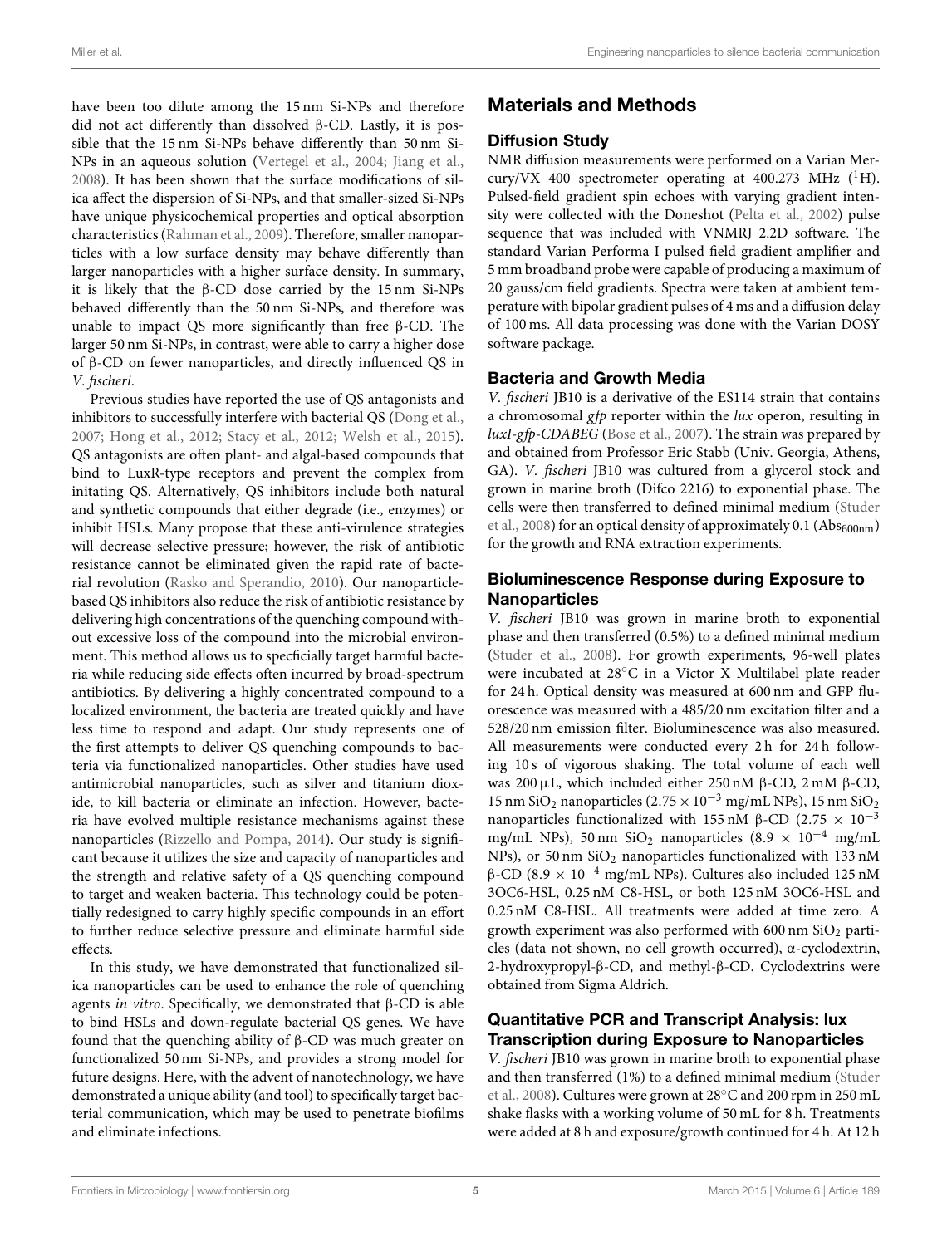have been too dilute among the 15 nm Si-NPs and therefore did not act differently than dissolved β-CD. Lastly, it is possible that the 15 nm Si-NPs behave differently than 50 nm Si-NPs in an aqueous solution (Vertegel et al., 2004; Jiang et al., 2008). It has been shown that the surface modifications of silica affect the dispersion of Si-NPs, and that smaller-sized Si-NPs have unique physicochemical properties and optical absorption characteristics (Rahman et al., 2009). Therefore, smaller nanoparticles with a low surface density may behave differently than larger nanoparticles with a higher surface density. In summary, it is likely that the β-CD dose carried by the 15 nm Si-NPs behaved differently than the 50 nm Si-NPs, and therefore was unable to impact QS more significantly than free β-CD. The larger 50 nm Si-NPs, in contrast, were able to carry a higher dose of β-CD on fewer nanoparticles, and directly influenced QS in *V. fischeri*.

Previous studies have reported the use of QS antagonists and inhibitors to successfully interfere with bacterial QS (Dong et al., 2007; Hong et al., 2012; Stacy et al., 2012; Welsh et al., 2015). QS antagonists are often plant- and algal-based compounds that bind to LuxR-type receptors and prevent the complex from initating QS. Alternatively, QS inhibitors include both natural and synthetic compounds that either degrade (i.e., enzymes) or inhibit HSLs. Many propose that these anti-virulence strategies will decrease selective pressure; however, the risk of antibiotic resistance cannot be eliminated given the rapid rate of bacterial revolution (Rasko and Sperandio, 2010). Our nanoparticle-based QS inhibitors also reduce the risk of antibiotic resistance by delivering high concentrations of the quenching compound without excessive loss of the compound into the microbial environment. This method allows us to specficially target harmful bacteria while reducing side effects often incurred by broad-spectrum antibiotics. By delivering a highly concentrated compound to a localized environment, the bacteria are treated quickly and have less time to respond and adapt. Our study represents one of the first attempts to deliver QS quenching compounds to bacteria via functionalized nanoparticles. Other studies have used antimicrobial nanoparticles, such as silver and titanium dioxide, to kill bacteria or eliminate an infection. However, bacteria have evolved multiple resistance mechanisms against these nanoparticles (Rizzello and Pompa, 2014). Our study is significant because it utilizes the size and capacity of nanoparticles and the strength and relative safety of a QS quenching compound to target and weaken bacteria. This technology could be potentially redesigned to carry highly specific compounds in an effort to further reduce selective pressure and eliminate harmful side effects.

In this study, we have demonstrated that functionalized silica nanoparticles can be used to enhance the role of quenching agents *in vitro*. Specifically, we demonstrated that β-CD is able to bind HSLs and down-regulate bacterial QS genes. We have found that the quenching ability of β-CD was much greater on functionalized 50 nm Si-NPs, and provides a strong model for future designs. Here, with the advent of nanotechnology, we have demonstrated a unique ability (and tool) to specifically target bacterial communication, which may be used to penetrate biofilms and eliminate infections.

## Materials and Methods

### Diffusion Study

NMR diffusion measurements were performed on a Varian Mercury/VX 400 spectrometer operating at 400.273 MHz ($^1$H). Pulsed-field gradient spin echoes with varying gradient intensity were collected with the Doneshot (Pelta et al., 2002) pulse sequence that was included with VNMRJ 2.2D software. The standard Varian Performa I pulsed field gradient amplifier and 5 mm broadband probe were capable of producing a maximum of 20 gauss/cm field gradients. Spectra were taken at ambient temperature with bipolar gradient pulses of 4 ms and a diffusion delay of 100 ms. All data processing was done with the Varian DOSY software package.

### Bacteria and Growth Media

*V. fischeri* JB10 is a derivative of the ES114 strain that contains a chromosomal *gfp* reporter within the *lux* operon, resulting in *luxI-gfp-CDABEG* (Bose et al., 2007). The strain was prepared by and obtained from Professor Eric Stabb (Univ. Georgia, Athens, GA). *V. fischeri* JB10 was cultured from a glycerol stock and grown in marine broth (Difco 2216) to exponential phase. The cells were then transferred to defined minimal medium (Studer et al., 2008) for an optical density of approximately 0.1 ($Abs_{600nm}$) for the growth and RNA extraction experiments.

### Bioluminescence Response during Exposure to Nanoparticles

*V. fischeri* JB10 was grown in marine broth to exponential phase and then transferred (0.5%) to a defined minimal medium (Studer et al., 2008). For growth experiments, 96-well plates were incubated at 28°C in a Victor X Multilabel plate reader for 24 h. Optical density was measured at 600 nm and GFP fluorescence was measured with a 485/20 nm excitation filter and a 528/20 nm emission filter. Bioluminescence was also measured. All measurements were conducted every 2 h for 24 h following 10 s of vigorous shaking. The total volume of each well was 200 μL, which included either 250 nM β-CD, 2 mM β-CD, 15 nm $SiO_2$ nanoparticles ($2.75 \times 10^{-3}$ mg/mL NPs), 15 nm $SiO_2$ nanoparticles functionalized with 155 nM β-CD ($2.75 \times 10^{-3}$ mg/mL NPs), 50 nm $SiO_2$ nanoparticles ($8.9 \times 10^{-4}$ mg/mL NPs), or 50 nm $SiO_2$ nanoparticles functionalized with 133 nM β-CD ($8.9 \times 10^{-4}$ mg/mL NPs). Cultures also included 125 nM 3OC6-HSL, 0.25 nM C8-HSL, or both 125 nM 3OC6-HSL and 0.25 nM C8-HSL. All treatments were added at time zero. A growth experiment was also performed with 600 nm $SiO_2$ particles (data not shown, no cell growth occurred), α-cyclodextrin, 2-hydroxypropyl-β-CD, and methyl-β-CD. Cyclodextrins were obtained from Sigma Aldrich.

### Quantitative PCR and Transcript Analysis: lux Transcription during Exposure to Nanoparticles

*V. fischeri* JB10 was grown in marine broth to exponential phase and then transferred (1%) to a defined minimal medium (Studer et al., 2008). Cultures were grown at 28°C and 200 rpm in 250 mL shake flasks with a working volume of 50 mL for 8 h. Treatments were added at 8 h and exposure/growth continued for 4 h. At 12 h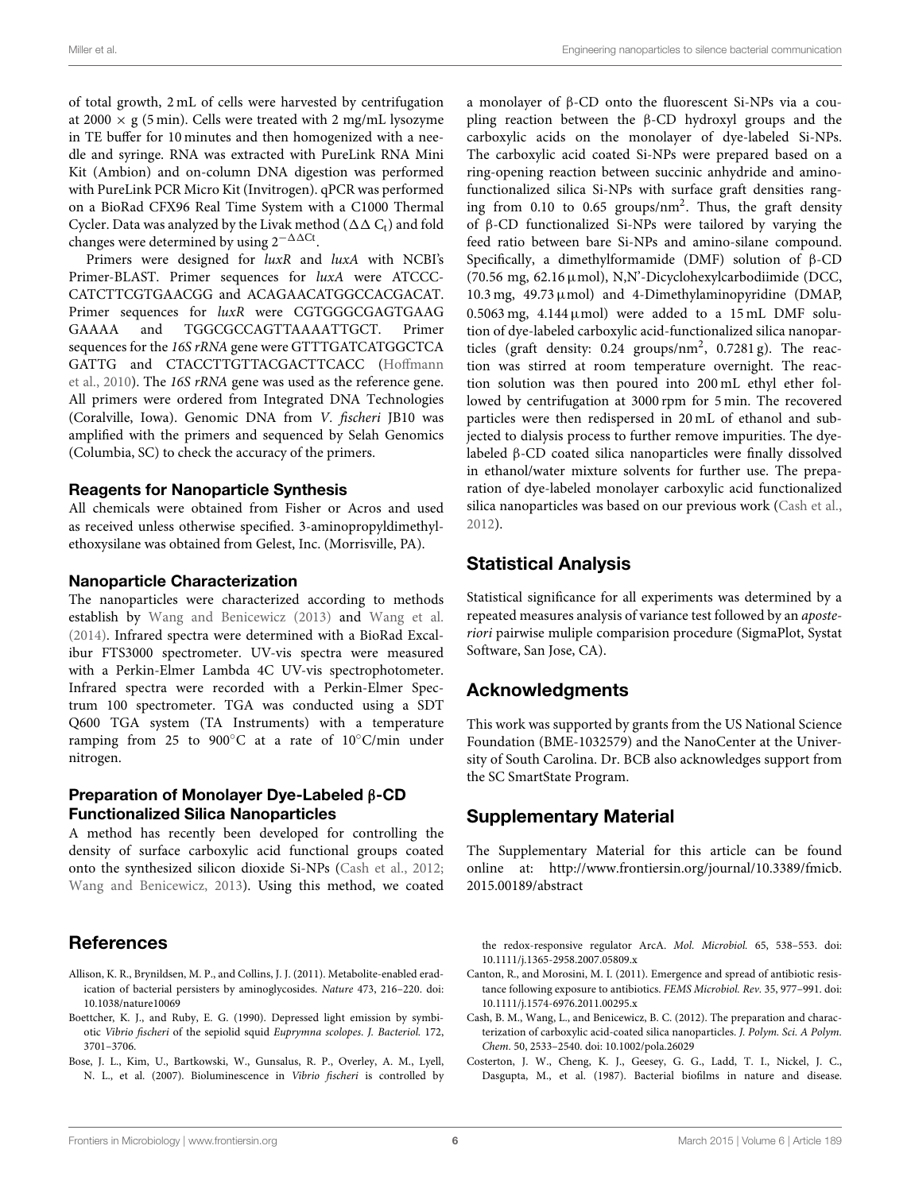of total growth, 2 mL of cells were harvested by centrifugation at 2000 × g (5 min). Cells were treated with 2 mg/mL lysozyme in TE buffer for 10 minutes and then homogenized with a needle and syringe. RNA was extracted with PureLink RNA Mini Kit (Ambion) and on-column DNA digestion was performed with PureLink PCR Micro Kit (Invitrogen). qPCR was performed on a BioRad CFX96 Real Time System with a C1000 Thermal Cycler. Data was analyzed by the Livak method ($\Delta\Delta$ $C_t$) and fold changes were determined by using $2^{-\Delta\Delta Ct}$.

Primers were designed for *luxR* and *luxA* with NCBI's Primer-BLAST. Primer sequences for *luxA* were ATCCC-CATCTTCGTGAACGG and ACAGAACATGGCCACGACAT. Primer sequences for *luxR* were CGTGGGCGAGTGAAG GAAAA and TGGCGCCAGTTAAAATTGCT. Primer sequences for the *16S rRNA* gene were GTTTGATCATGGCTCA GATTG and CTACCTTGTTACGACTTCACC (Hoffmann et al., 2010). The *16S rRNA* gene was used as the reference gene. All primers were ordered from Integrated DNA Technologies (Coralville, Iowa). Genomic DNA from *V. fischeri* JB10 was amplified with the primers and sequenced by Selah Genomics (Columbia, SC) to check the accuracy of the primers.

### Reagents for Nanoparticle Synthesis

All chemicals were obtained from Fisher or Acros and used as received unless otherwise specified. 3-aminopropyldimethylethoxysilane was obtained from Gelest, Inc. (Morrisville, PA).

### Nanoparticle Characterization

The nanoparticles were characterized according to methods establish by Wang and Benicewicz (2013) and Wang et al. (2014). Infrared spectra were determined with a BioRad Excalibur FTS3000 spectrometer. UV-vis spectra were measured with a Perkin-Elmer Lambda 4C UV-vis spectrophotometer. Infrared spectra were recorded with a Perkin-Elmer Spectrum 100 spectrometer. TGA was conducted using a SDT Q600 TGA system (TA Instruments) with a temperature ramping from 25 to 900°C at a rate of 10°C/min under nitrogen.

### Preparation of Monolayer Dye-Labeled β-CD Functionalized Silica Nanoparticles

A method has recently been developed for controlling the density of surface carboxylic acid functional groups coated onto the synthesized silicon dioxide Si-NPs (Cash et al., 2012; Wang and Benicewicz, 2013). Using this method, we coated a monolayer of β-CD onto the fluorescent Si-NPs via a coupling reaction between the β-CD hydroxyl groups and the carboxylic acids on the monolayer of dye-labeled Si-NPs. The carboxylic acid coated Si-NPs were prepared based on a ring-opening reaction between succinic anhydride and amino-functionalized silica Si-NPs with surface graft densities ranging from 0.10 to 0.65 groups/nm$^2$. Thus, the graft density of β-CD functionalized Si-NPs were tailored by varying the feed ratio between bare Si-NPs and amino-silane compound. Specifically, a dimethylformamide (DMF) solution of β-CD (70.56 mg, 62.16 μmol), N,N'-Dicyclohexylcarbodiimide (DCC, 10.3 mg, 49.73 μmol) and 4-Dimethylaminopyridine (DMAP, 0.5063 mg, 4.144 μmol) were added to a 15 mL DMF solution of dye-labeled carboxylic acid-functionalized silica nanoparticles (graft density: 0.24 groups/nm$^2$, 0.7281 g). The reaction was stirred at room temperature overnight. The reaction solution was then poured into 200 mL ethyl ether followed by centrifugation at 3000 rpm for 5 min. The recovered particles were then redispersed in 20 mL of ethanol and subjected to dialysis process to further remove impurities. The dye-labeled β-CD coated silica nanoparticles were finally dissolved in ethanol/water mixture solvents for further use. The preparation of dye-labeled monolayer carboxylic acid functionalized silica nanoparticles was based on our previous work (Cash et al., 2012).

## Statistical Analysis

Statistical significance for all experiments was determined by a repeated measures analysis of variance test followed by an *aposteriori* pairwise muliple comparision procedure (SigmaPlot, Systat Software, San Jose, CA).

## Acknowledgments

This work was supported by grants from the US National Science Foundation (BME-1032579) and the NanoCenter at the University of South Carolina. Dr. BCB also acknowledges support from the SC SmartState Program.

## Supplementary Material

The Supplementary Material for this article can be found online at: http://www.frontiersin.org/journal/10.3389/fmicb.2015.00189/abstract

## References

Allison, K. R., Brynildsen, M. P., and Collins, J. J. (2011). Metabolite-enabled eradication of bacterial persisters by aminoglycosides. *Nature* 473, 216–220. doi: 10.1038/nature10069

Boettcher, K. J., and Ruby, E. G. (1990). Depressed light emission by symbiotic *Vibrio fischeri* of the sepiolid squid *Euprymna scolopes*. *J. Bacteriol.* 172, 3701–3706.

Bose, J. L., Kim, U., Bartkowski, W., Gunsalus, R. P., Overley, A. M., Lyell, N. L., et al. (2007). Bioluminescence in *Vibrio fischeri* is controlled by the redox-responsive regulator ArcA. *Mol. Microbiol.* 65, 538–553. doi: 10.1111/j.1365-2958.2007.05809.x

Canton, R., and Morosini, M. I. (2011). Emergence and spread of antibiotic resistance following exposure to antibiotics. *FEMS Microbiol. Rev.* 35, 977–991. doi: 10.1111/j.1574-6976.2011.00295.x

Cash, B. M., Wang, L., and Benicewicz, B. C. (2012). The preparation and characterization of carboxylic acid-coated silica nanoparticles. *J. Polym. Sci. A Polym. Chem.* 50, 2533–2540. doi: 10.1002/pola.26029

Costerton, J. W., Cheng, K. J., Geesey, G. G., Ladd, T. I., Nickel, J. C., Dasgupta, M., et al. (1987). Bacterial biofilms in nature and disease.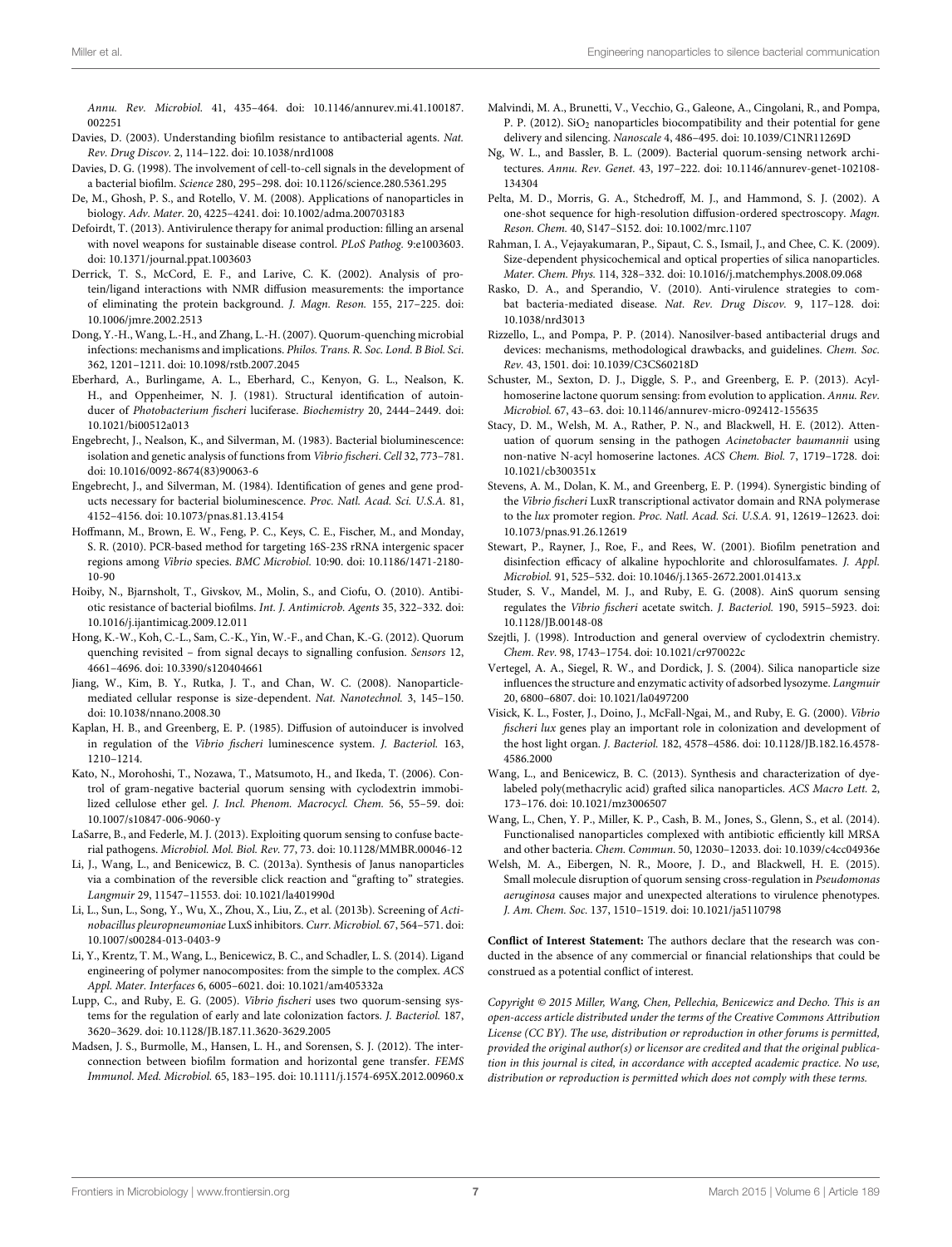*Annu. Rev. Microbiol.* 41, 435–464. doi: 10.1146/annurev.mi.41.100187.002251

Davies, D. (2003). Understanding biofilm resistance to antibacterial agents. *Nat. Rev. Drug Discov.* 2, 114–122. doi: 10.1038/nrd1008

Davies, D. G. (1998). The involvement of cell-to-cell signals in the development of a bacterial biofilm. *Science* 280, 295–298. doi: 10.1126/science.280.5361.295

De, M., Ghosh, P. S., and Rotello, V. M. (2008). Applications of nanoparticles in biology. *Adv. Mater.* 20, 4225–4241. doi: 10.1002/adma.200703183

Defoirdt, T. (2013). Antivirulence therapy for animal production: filling an arsenal with novel weapons for sustainable disease control. *PLoS Pathog.* 9:e1003603. doi: 10.1371/journal.ppat.1003603

Derrick, T. S., McCord, E. F., and Larive, C. K. (2002). Analysis of protein/ligand interactions with NMR diffusion measurements: the importance of eliminating the protein background. *J. Magn. Reson.* 155, 217–225. doi: 10.1006/jmre.2002.2513

Dong, Y.-H., Wang, L.-H., and Zhang, L.-H. (2007). Quorum-quenching microbial infections: mechanisms and implications. *Philos. Trans. R. Soc. Lond. B Biol. Sci.* 362, 1201–1211. doi: 10.1098/rstb.2007.2045

Eberhard, A., Burlingame, A. L., Eberhard, C., Kenyon, G. L., Nealson, K. H., and Oppenheimer, N. J. (1981). Structural identification of autoinducer of *Photobacterium fischeri* luciferase. *Biochemistry* 20, 2444–2449. doi: 10.1021/bi00512a013

Engebrecht, J., Nealson, K., and Silverman, M. (1983). Bacterial bioluminescence: isolation and genetic analysis of functions from *Vibrio fischeri*. *Cell* 32, 773–781. doi: 10.1016/0092-8674(83)90063-6

Engebrecht, J., and Silverman, M. (1984). Identification of genes and gene products necessary for bacterial bioluminescence. *Proc. Natl. Acad. Sci. U.S.A.* 81, 4152–4156. doi: 10.1073/pnas.81.13.4154

Hoffmann, M., Brown, E. W., Feng, P. C., Keys, C. E., Fischer, M., and Monday, S. R. (2010). PCR-based method for targeting 16S-23S rRNA intergenic spacer regions among *Vibrio* species. *BMC Microbiol.* 10:90. doi: 10.1186/1471-2180-10-90

Hoiby, N., Bjarnsholt, T., Givskov, M., Molin, S., and Ciofu, O. (2010). Antibiotic resistance of bacterial biofilms. *Int. J. Antimicrob. Agents* 35, 322–332. doi: 10.1016/j.ijantimicag.2009.12.011

Hong, K.-W., Koh, C.-L., Sam, C.-K., Yin, W.-F., and Chan, K.-G. (2012). Quorum quenching revisited – from signal decays to signalling confusion. *Sensors* 12, 4661–4696. doi: 10.3390/s120404661

Jiang, W., Kim, B. Y., Rutka, J. T., and Chan, W. C. (2008). Nanoparticle-mediated cellular response is size-dependent. *Nat. Nanotechnol.* 3, 145–150. doi: 10.1038/nnano.2008.30

Kaplan, H. B., and Greenberg, E. P. (1985). Diffusion of autoinducer is involved in regulation of the *Vibrio fischeri* luminescence system. *J. Bacteriol.* 163, 1210–1214.

Kato, N., Morohoshi, T., Nozawa, T., Matsumoto, H., and Ikeda, T. (2006). Control of gram-negative bacterial quorum sensing with cyclodextrin immobilized cellulose ether gel. *J. Incl. Phenom. Macrocycl. Chem.* 56, 55–59. doi: 10.1007/s10847-006-9060-y

LaSarre, B., and Federle, M. J. (2013). Exploiting quorum sensing to confuse bacterial pathogens. *Microbiol. Mol. Biol. Rev.* 77, 73. doi: 10.1128/MMBR.00046-12

Li, J., Wang, L., and Benicewicz, B. C. (2013a). Synthesis of Janus nanoparticles via a combination of the reversible click reaction and "grafting to" strategies. *Langmuir* 29, 11547–11553. doi: 10.1021/la401990d

Li, L., Sun, L., Song, Y., Wu, X., Zhou, X., Liu, Z., et al. (2013b). Screening of *Actinobacillus pleuropneumoniae* LuxS inhibitors. *Curr. Microbiol.* 67, 564–571. doi: 10.1007/s00284-013-0403-9

Li, Y., Krentz, T. M., Wang, L., Benicewicz, B. C., and Schadler, L. S. (2014). Ligand engineering of polymer nanocomposites: from the simple to the complex. *ACS Appl. Mater. Interfaces* 6, 6005–6021. doi: 10.1021/am405332a

Lupp, C., and Ruby, E. G. (2005). *Vibrio fischeri* uses two quorum-sensing systems for the regulation of early and late colonization factors. *J. Bacteriol.* 187, 3620–3629. doi: 10.1128/JB.187.11.3620-3629.2005

Madsen, J. S., Burmolle, M., Hansen, L. H., and Sorensen, S. J. (2012). The interconnection between biofilm formation and horizontal gene transfer. *FEMS Immunol. Med. Microbiol.* 65, 183–195. doi: 10.1111/j.1574-695X.2012.00960.x

Malvindi, M. A., Brunetti, V., Vecchio, G., Galeone, A., Cingolani, R., and Pompa, P. P. (2012). $SiO_2$ nanoparticles biocompatibility and their potential for gene delivery and silencing. *Nanoscale* 4, 486–495. doi: 10.1039/C1NR11269D

Ng, W. L., and Bassler, B. L. (2009). Bacterial quorum-sensing network architectures. *Annu. Rev. Genet.* 43, 197–222. doi: 10.1146/annurev-genet-102108-134304

Pelta, M. D., Morris, G. A., Stchedroff, M. J., and Hammond, S. J. (2002). A one-shot sequence for high-resolution diffusion-ordered spectroscopy. *Magn. Reson. Chem.* 40, S147–S152. doi: 10.1002/mrc.1107

Rahman, I. A., Vejayakumaran, P., Sipaut, C. S., Ismail, J., and Chee, C. K. (2009). Size-dependent physicochemical and optical properties of silica nanoparticles. *Mater. Chem. Phys.* 114, 328–332. doi: 10.1016/j.matchemphys.2008.09.068

Rasko, D. A., and Sperandio, V. (2010). Anti-virulence strategies to combat bacteria-mediated disease. *Nat. Rev. Drug Discov.* 9, 117–128. doi: 10.1038/nrd3013

Rizzello, L., and Pompa, P. P. (2014). Nanosilver-based antibacterial drugs and devices: mechanisms, methodological drawbacks, and guidelines. *Chem. Soc. Rev.* 43, 1501. doi: 10.1039/C3CS60218D

Schuster, M., Sexton, D. J., Diggle, S. P., and Greenberg, E. P. (2013). Acyl-homoserine lactone quorum sensing: from evolution to application. *Annu. Rev. Microbiol.* 67, 43–63. doi: 10.1146/annurev-micro-092412-155635

Stacy, D. M., Welsh, M. A., Rather, P. N., and Blackwell, H. E. (2012). Attenuation of quorum sensing in the pathogen *Acinetobacter baumannii* using non-native N-acyl homoserine lactones. *ACS Chem. Biol.* 7, 1719–1728. doi: 10.1021/cb300351x

Stevens, A. M., Dolan, K. M., and Greenberg, E. P. (1994). Synergistic binding of the *Vibrio fischeri* LuxR transcriptional activator domain and RNA polymerase to the *lux* promoter region. *Proc. Natl. Acad. Sci. U.S.A.* 91, 12619–12623. doi: 10.1073/pnas.91.26.12619

Stewart, P., Rayner, J., Roe, F., and Rees, W. (2001). Biofilm penetration and disinfection efficacy of alkaline hypochlorite and chlorosulfamates. *J. Appl. Microbiol.* 91, 525–532. doi: 10.1046/j.1365-2672.2001.01413.x

Studer, S. V., Mandel, M. J., and Ruby, E. G. (2008). AinS quorum sensing regulates the *Vibrio fischeri* acetate switch. *J. Bacteriol.* 190, 5915–5923. doi: 10.1128/JB.00148-08

Szejtli, J. (1998). Introduction and general overview of cyclodextrin chemistry. *Chem. Rev.* 98, 1743–1754. doi: 10.1021/cr970022c

Vertegel, A. A., Siegel, R. W., and Dordick, J. S. (2004). Silica nanoparticle size influences the structure and enzymatic activity of adsorbed lysozyme. *Langmuir* 20, 6800–6807. doi: 10.1021/la0497200

Visick, K. L., Foster, J., Doino, J., McFall-Ngai, M., and Ruby, E. G. (2000). *Vibrio fischeri lux* genes play an important role in colonization and development of the host light organ. *J. Bacteriol.* 182, 4578–4586. doi: 10.1128/JB.182.16.4578-4586.2000

Wang, L., and Benicewicz, B. C. (2013). Synthesis and characterization of dye-labeled poly(methacrylic acid) grafted silica nanoparticles. *ACS Macro Lett.* 2, 173–176. doi: 10.1021/mz3006507

Wang, L., Chen, Y. P., Miller, K. P., Cash, B. M., Jones, S., Glenn, S., et al. (2014). Functionalised nanoparticles complexed with antibiotic efficiently kill MRSA and other bacteria. *Chem. Commun.* 50, 12030–12033. doi: 10.1039/c4cc04936e

Welsh, M. A., Eibergen, N. R., Moore, J. D., and Blackwell, H. E. (2015). Small molecule disruption of quorum sensing cross-regulation in *Pseudomonas aeruginosa* causes major and unexpected alterations to virulence phenotypes. *J. Am. Chem. Soc.* 137, 1510–1519. doi: 10.1021/ja5110798

**Conflict of Interest Statement:** The authors declare that the research was conducted in the absence of any commercial or financial relationships that could be construed as a potential conflict of interest.

*Copyright © 2015 Miller, Wang, Chen, Pellechia, Benicewicz and Decho. This is an open-access article distributed under the terms of the Creative Commons Attribution License (CC BY). The use, distribution or reproduction in other forums is permitted, provided the original author(s) or licensor are credited and that the original publication in this journal is cited, in accordance with accepted academic practice. No use, distribution or reproduction is permitted which does not comply with these terms.*